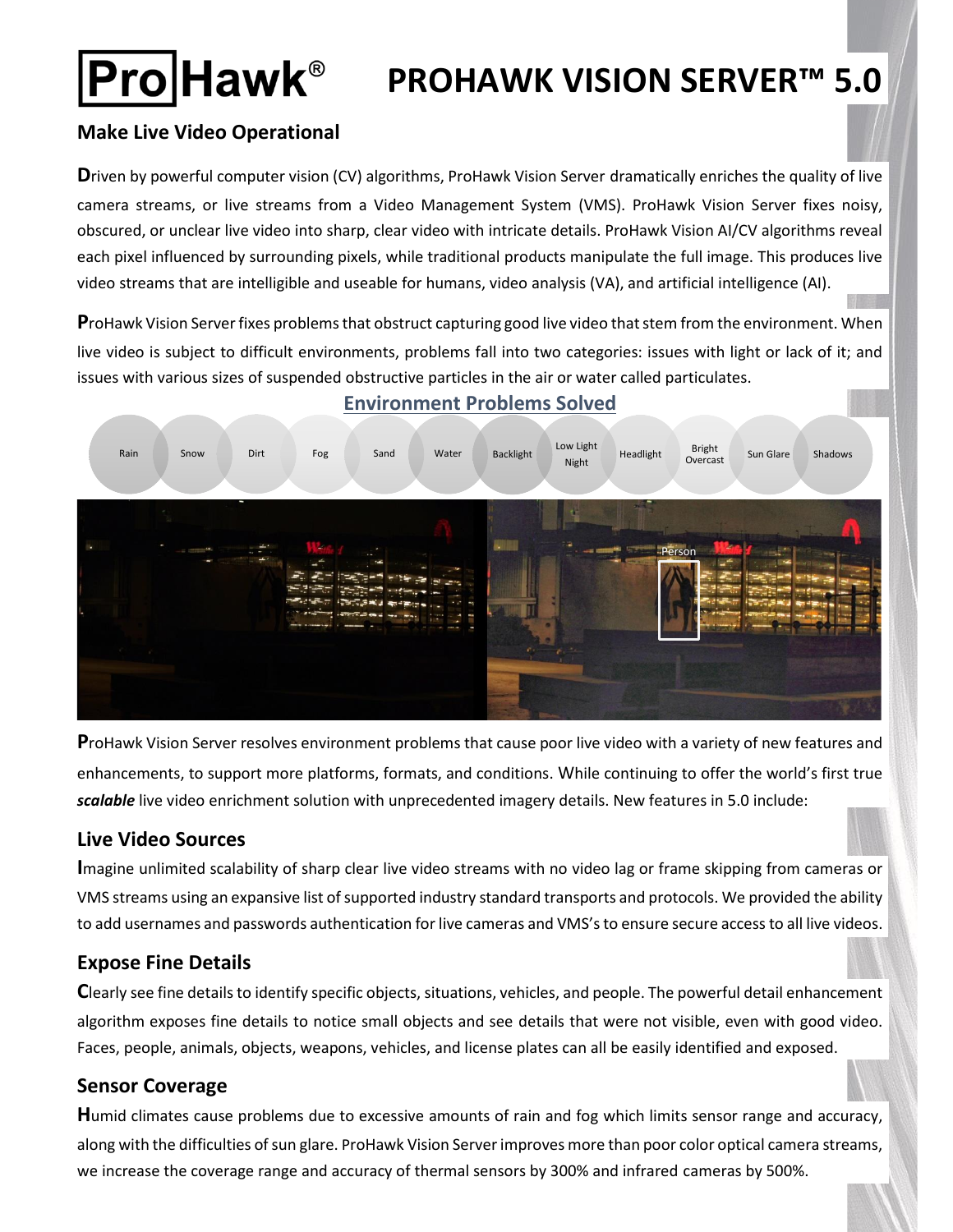# ProHawk® PROHAWK VISION SERVER™ 5.0

## Make Live Video Operational

**D**riven by powerful computer vision (CV) algorithms, ProHawk Vision Server dramatically enriches the quality of live camera streams, or live streams from a Video Management System (VMS). ProHawk Vision Server fixes noisy, obscured, or unclear live video into sharp, clear video with intricate details. ProHawk Vision AI/CV algorithms reveal each pixel influenced by surrounding pixels, while traditional products manipulate the full image. This produces live video streams that are intelligible and useable for humans, video analysis (VA), and artificial intelligence (AI).

**P**roHawk Vision Server fixes problems that obstruct capturing good live video that stem from the environment. When live video is subject to difficult environments, problems fall into two categories: issues with light or lack of it; and issues with various sizes of suspended obstructive particles in the air or water called particulates.

### Environment Problems Solved

Rain · Snow · Dirt · Fog · Sand · Water · Backlight · Low Light Night · Headlight · Bright Overcast · Sun Glare · Shadows

**P**roHawk Vision Server resolves environment problems that cause poor live video with a variety of new features and enhancements, to support more platforms, formats, and conditions. While continuing to offer the world's first true ***scalable*** live video enrichment solution with unprecedented imagery details. New features in 5.0 include:

## Live Video Sources

**I**magine unlimited scalability of sharp clear live video streams with no video lag or frame skipping from cameras or VMS streams using an expansive list of supported industry standard transports and protocols. We provided the ability to add usernames and passwords authentication for live cameras and VMS's to ensure secure access to all live videos.

## Expose Fine Details

**C**learly see fine details to identify specific objects, situations, vehicles, and people. The powerful detail enhancement algorithm exposes fine details to notice small objects and see details that were not visible, even with good video. Faces, people, animals, objects, weapons, vehicles, and license plates can all be easily identified and exposed.

## Sensor Coverage

**H**umid climates cause problems due to excessive amounts of rain and fog which limits sensor range and accuracy, along with the difficulties of sun glare. ProHawk Vision Server improves more than poor color optical camera streams, we increase the coverage range and accuracy of thermal sensors by 300% and infrared cameras by 500%.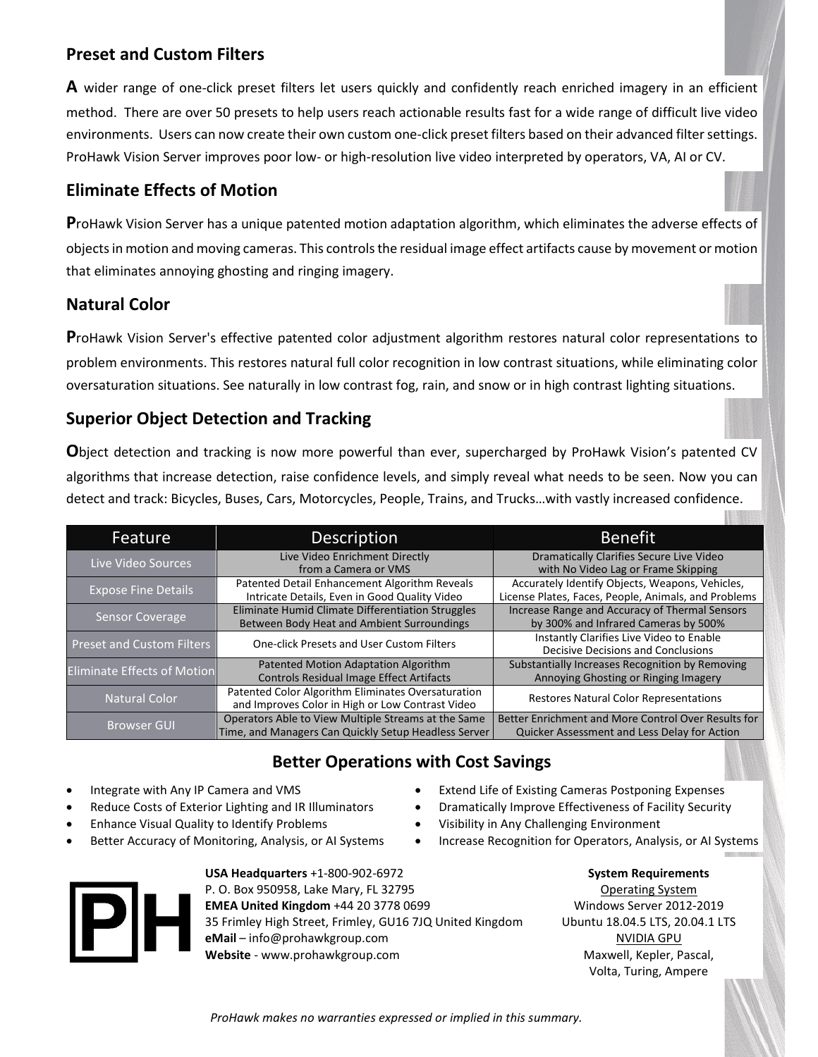## Preset and Custom Filters

**A** wider range of one-click preset filters let users quickly and confidently reach enriched imagery in an efficient method. There are over 50 presets to help users reach actionable results fast for a wide range of difficult live video environments. Users can now create their own custom one-click preset filters based on their advanced filter settings. ProHawk Vision Server improves poor low- or high-resolution live video interpreted by operators, VA, AI or CV.

## Eliminate Effects of Motion

**P**roHawk Vision Server has a unique patented motion adaptation algorithm, which eliminates the adverse effects of objects in motion and moving cameras. This controls the residual image effect artifacts cause by movement or motion that eliminates annoying ghosting and ringing imagery.

## Natural Color

**P**roHawk Vision Server's effective patented color adjustment algorithm restores natural color representations to problem environments. This restores natural full color recognition in low contrast situations, while eliminating color oversaturation situations. See naturally in low contrast fog, rain, and snow or in high contrast lighting situations.

## Superior Object Detection and Tracking

**O**bject detection and tracking is now more powerful than ever, supercharged by ProHawk Vision's patented CV algorithms that increase detection, raise confidence levels, and simply reveal what needs to be seen. Now you can detect and track: Bicycles, Buses, Cars, Motorcycles, People, Trains, and Trucks…with vastly increased confidence.

| Feature | Description | Benefit |
|---|---|---|
| Live Video Sources | Live Video Enrichment Directly from a Camera or VMS | Dramatically Clarifies Secure Live Video with No Video Lag or Frame Skipping |
| Expose Fine Details | Patented Detail Enhancement Algorithm Reveals Intricate Details, Even in Good Quality Video | Accurately Identify Objects, Weapons, Vehicles, License Plates, Faces, People, Animals, and Problems |
| Sensor Coverage | Eliminate Humid Climate Differentiation Struggles Between Body Heat and Ambient Surroundings | Increase Range and Accuracy of Thermal Sensors by 300% and Infrared Cameras by 500% |
| Preset and Custom Filters | One-click Presets and User Custom Filters | Instantly Clarifies Live Video to Enable Decisive Decisions and Conclusions |
| Eliminate Effects of Motion | Patented Motion Adaptation Algorithm Controls Residual Image Effect Artifacts | Substantially Increases Recognition by Removing Annoying Ghosting or Ringing Imagery |
| Natural Color | Patented Color Algorithm Eliminates Oversaturation and Improves Color in High or Low Contrast Video | Restores Natural Color Representations |
| Browser GUI | Operators Able to View Multiple Streams at the Same Time, and Managers Can Quickly Setup Headless Server | Better Enrichment and More Control Over Results for Quicker Assessment and Less Delay for Action |

## Better Operations with Cost Savings

- Integrate with Any IP Camera and VMS
- Reduce Costs of Exterior Lighting and IR Illuminators
- Enhance Visual Quality to Identify Problems
- Better Accuracy of Monitoring, Analysis, or AI Systems
- Extend Life of Existing Cameras Postponing Expenses
- Dramatically Improve Effectiveness of Facility Security
- Visibility in Any Challenging Environment
- Increase Recognition for Operators, Analysis, or AI Systems

PH

**USA Headquarters** +1-800-902-6972
P. O. Box 950958, Lake Mary, FL 32795
**EMEA United Kingdom** +44 20 3778 0699
35 Frimley High Street, Frimley, GU16 7JQ United Kingdom
**eMail** – info@prohawkgroup.com
**Website** - www.prohawkgroup.com

**System Requirements**

Operating System
Windows Server 2012-2019
Ubuntu 18.04.5 LTS, 20.04.1 LTS

NVIDIA GPU
Maxwell, Kepler, Pascal, Volta, Turing, Ampere

*ProHawk makes no warranties expressed or implied in this summary.*